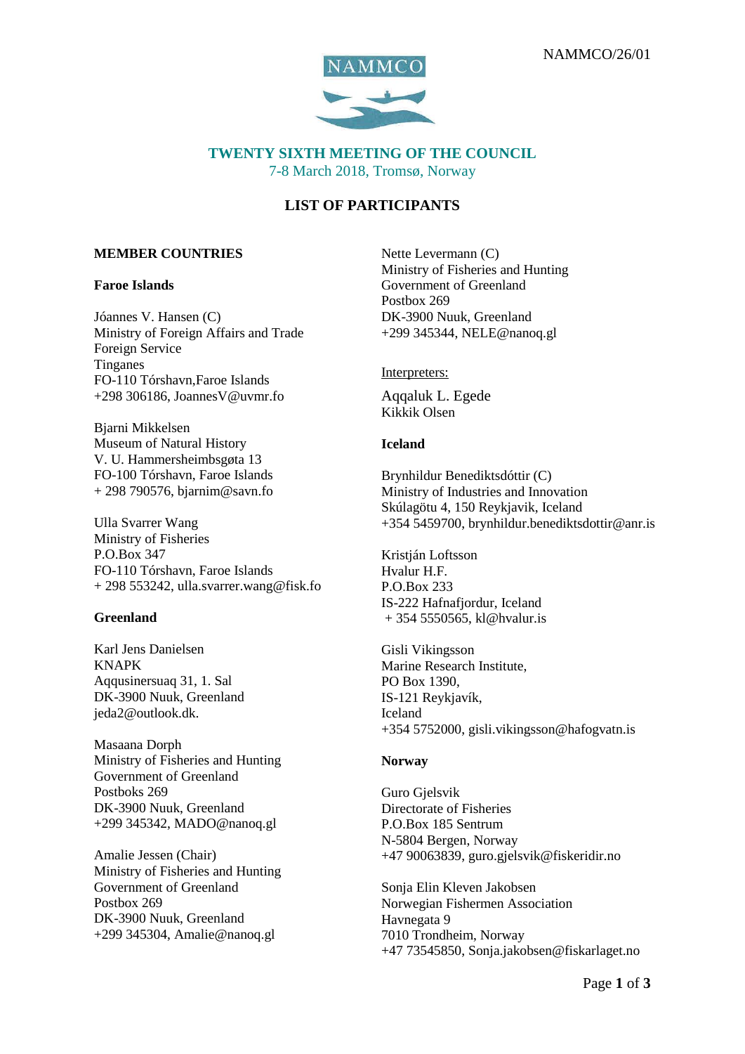NAMMCO/26/01

# TWENTY SIXTH MEETING OF THE COUNCIL

7-8 March 2018, Tromsø, Norway

## LIST OF PARTICIPANTS

### MEMBER COUNTRIES

#### Faroe Islands

Jóannes V. Hansen (C)
Ministry of Foreign Affairs and Trade
Foreign Service
Tinganes
FO-110 Tórshavn,Faroe Islands
+298 306186, JoannesV@uvmr.fo

Bjarni Mikkelsen
Museum of Natural History
V. U. Hammersheimbsgøta 13
FO-100 Tórshavn, Faroe Islands
+ 298 790576, bjarnim@savn.fo

Ulla Svarrer Wang
Ministry of Fisheries
P.O.Box 347
FO-110 Tórshavn, Faroe Islands
+ 298 553242, ulla.svarrer.wang@fisk.fo

#### Greenland

Karl Jens Danielsen
KNAPK
Aqqusinersuaq 31, 1. Sal
DK-3900 Nuuk, Greenland
jeda2@outlook.dk.

Masaana Dorph
Ministry of Fisheries and Hunting
Government of Greenland
Postboks 269
DK-3900 Nuuk, Greenland
+299 345342, MADO@nanoq.gl

Amalie Jessen (Chair)
Ministry of Fisheries and Hunting
Government of Greenland
Postbox 269
DK-3900 Nuuk, Greenland
+299 345304, Amalie@nanoq.gl

Nette Levermann (C)
Ministry of Fisheries and Hunting
Government of Greenland
Postbox 269
DK-3900 Nuuk, Greenland
+299 345344, NELE@nanoq.gl

Interpreters:

Aqqaluk L. Egede
Kikkik Olsen

#### Iceland

Brynhildur Benediktsdóttir (C)
Ministry of Industries and Innovation
Skúlagötu 4, 150 Reykjavik, Iceland
+354 5459700, brynhildur.benediktsdottir@anr.is

Kristján Loftsson
Hvalur H.F.
P.O.Box 233
IS-222 Hafnafjordur, Iceland
+ 354 5550565, kl@hvalur.is

Gisli Vikingsson
Marine Research Institute,
PO Box 1390,
IS-121 Reykjavík,
Iceland
+354 5752000, gisli.vikingsson@hafogvatn.is

#### Norway

Guro Gjelsvik
Directorate of Fisheries
P.O.Box 185 Sentrum
N-5804 Bergen, Norway
+47 90063839, guro.gjelsvik@fiskeridir.no

Sonja Elin Kleven Jakobsen
Norwegian Fishermen Association
Havnegata 9
7010 Trondheim, Norway
+47 73545850, Sonja.jakobsen@fiskarlaget.no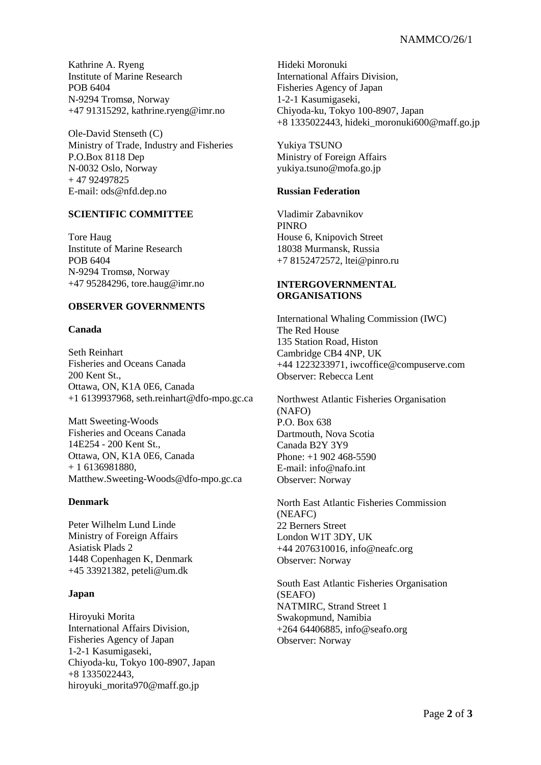Kathrine A. Ryeng
Institute of Marine Research
POB 6404
N-9294 Tromsø, Norway
+47 91315292, kathrine.ryeng@imr.no

Ole-David Stenseth (C)
Ministry of Trade, Industry and Fisheries
P.O.Box 8118 Dep
N-0032 Oslo, Norway
+ 47 92497825
E-mail: ods@nfd.dep.no

**SCIENTIFIC COMMITTEE**

Tore Haug
Institute of Marine Research
POB 6404
N-9294 Tromsø, Norway
+47 95284296, tore.haug@imr.no

**OBSERVER GOVERNMENTS**

**Canada**

Seth Reinhart
Fisheries and Oceans Canada
200 Kent St.,
Ottawa, ON, K1A 0E6, Canada
+1 6139937968, seth.reinhart@dfo-mpo.gc.ca

Matt Sweeting-Woods
Fisheries and Oceans Canada
14E254 - 200 Kent St.,
Ottawa, ON, K1A 0E6, Canada
+ 1 6136981880,
Matthew.Sweeting-Woods@dfo-mpo.gc.ca

**Denmark**

Peter Wilhelm Lund Linde
Ministry of Foreign Affairs
Asiatisk Plads 2
1448 Copenhagen K, Denmark
+45 33921382, peteli@um.dk

**Japan**

Hiroyuki Morita
International Affairs Division,
Fisheries Agency of Japan
1-2-1 Kasumigaseki,
Chiyoda-ku, Tokyo 100-8907, Japan
+8 1335022443,
hiroyuki_morita970@maff.go.jp

Hideki Moronuki
International Affairs Division,
Fisheries Agency of Japan
1-2-1 Kasumigaseki,
Chiyoda-ku, Tokyo 100-8907, Japan
+8 1335022443, hideki_moronuki600@maff.go.jp

Yukiya TSUNO
Ministry of Foreign Affairs
yukiya.tsuno@mofa.go.jp

**Russian Federation**

Vladimir Zabavnikov
PINRO
House 6, Knipovich Street
18038 Murmansk, Russia
+7 8152472572, ltei@pinro.ru

**INTERGOVERNMENTAL ORGANISATIONS**

International Whaling Commission (IWC)
The Red House
135 Station Road, Histon
Cambridge CB4 4NP, UK
+44 1223233971, iwcoffice@compuserve.com
Observer: Rebecca Lent

Northwest Atlantic Fisheries Organisation (NAFO)
P.O. Box 638
Dartmouth, Nova Scotia
Canada B2Y 3Y9
Phone: +1 902 468-5590
E-mail: info@nafo.int
Observer: Norway

North East Atlantic Fisheries Commission (NEAFC)
22 Berners Street
London W1T 3DY, UK
+44 2076310016, info@neafc.org
Observer: Norway

South East Atlantic Fisheries Organisation (SEAFO)
NATMIRC, Strand Street 1
Swakopmund, Namibia
+264 64406885, info@seafo.org
Observer: Norway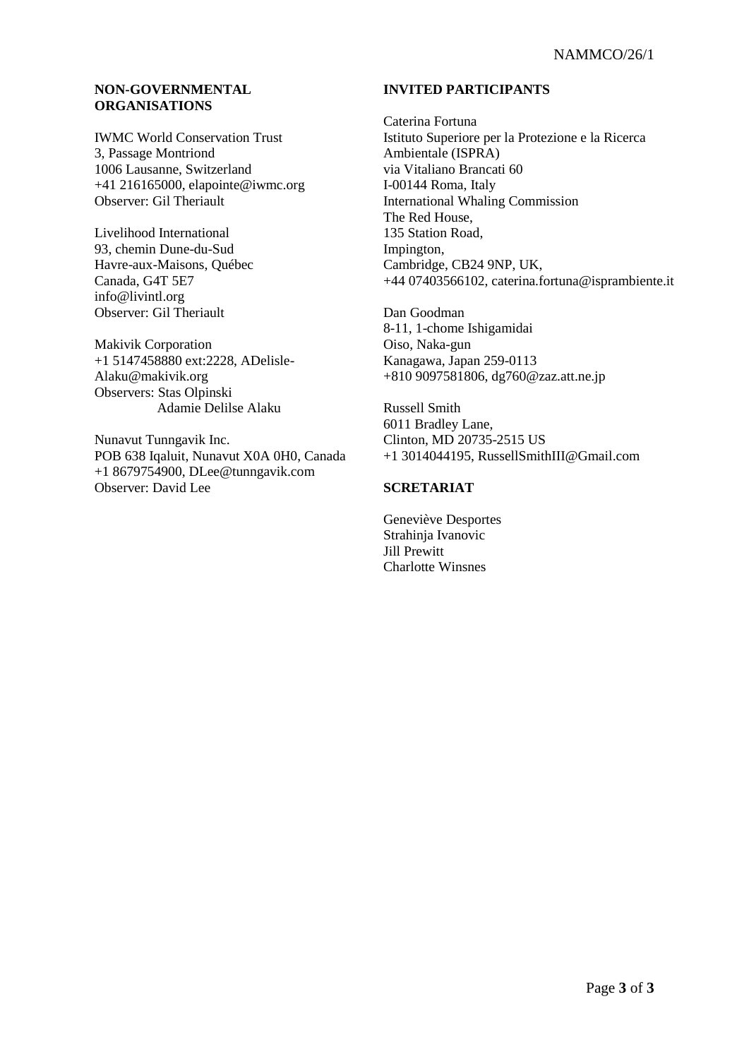**NON-GOVERNMENTAL ORGANISATIONS**

IWMC World Conservation Trust
3, Passage Montriond
1006 Lausanne, Switzerland
+41 216165000, elapointe@iwmc.org
Observer: Gil Theriault

Livelihood International
93, chemin Dune-du-Sud
Havre-aux-Maisons, Québec
Canada, G4T 5E7
info@livintl.org
Observer: Gil Theriault

Makivik Corporation
+1 5147458880 ext:2228, ADelisle-Alaku@makivik.org
Observers: Stas Olpinski
Adamie Delilse Alaku

Nunavut Tunngavik Inc.
POB 638 Iqaluit, Nunavut X0A 0H0, Canada
+1 8679754900, DLee@tunngavik.com
Observer: David Lee

**INVITED PARTICIPANTS**

Caterina Fortuna
Istituto Superiore per la Protezione e la Ricerca Ambientale (ISPRA)
via Vitaliano Brancati 60
I-00144 Roma, Italy
International Whaling Commission
The Red House,
135 Station Road,
Impington,
Cambridge, CB24 9NP, UK,
+44 07403566102, caterina.fortuna@isprambiente.it

Dan Goodman
8-11, 1-chome Ishigamidai
Oiso, Naka-gun
Kanagawa, Japan 259-0113
+810 9097581806, dg760@zaz.att.ne.jp

Russell Smith
6011 Bradley Lane,
Clinton, MD 20735-2515 US
+1 3014044195, RussellSmithIII@Gmail.com

**SCRETARIAT**

Geneviève Desportes
Strahinja Ivanovic
Jill Prewitt
Charlotte Winsnes